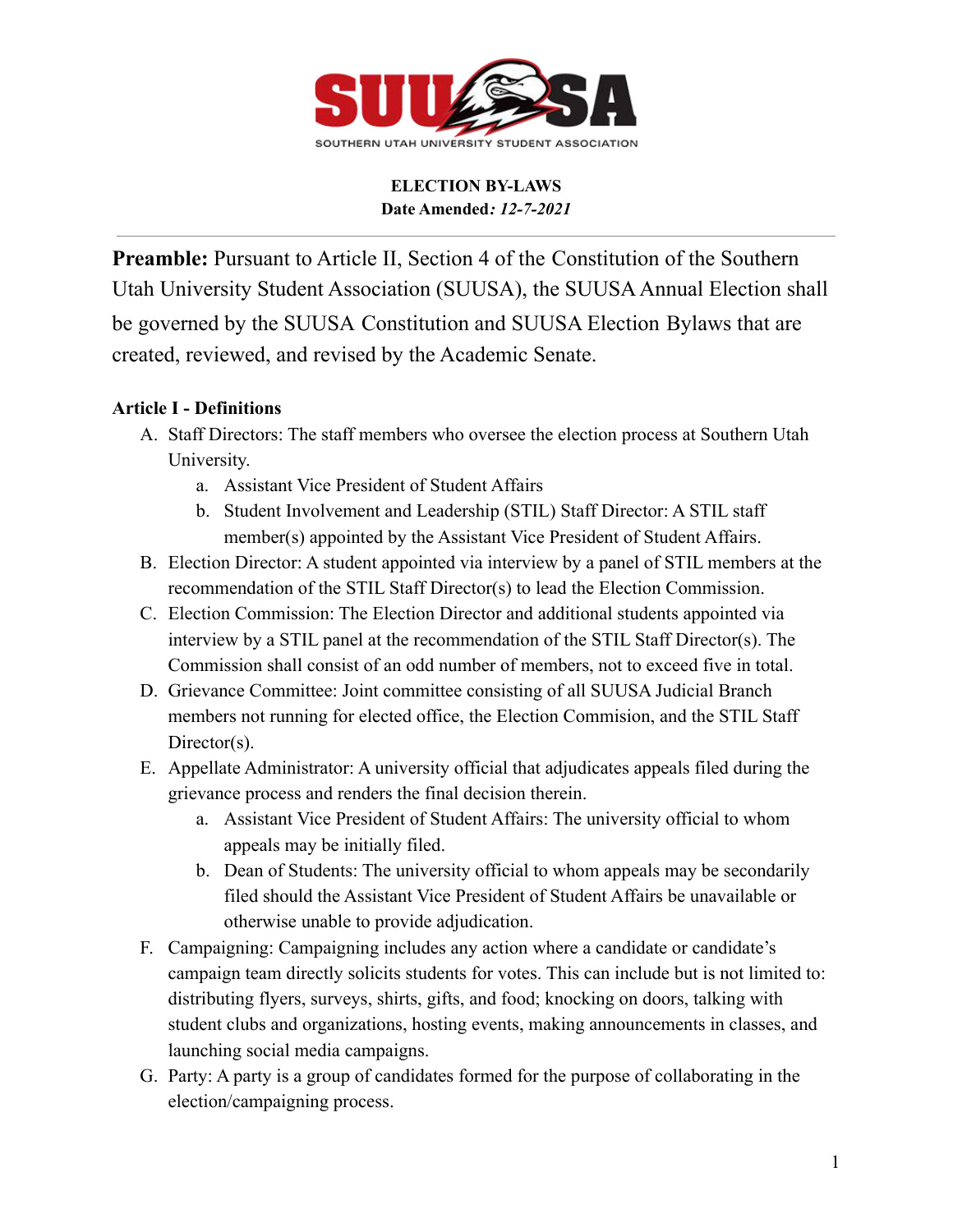SOUTHERN UTAH UNIVERSITY STUDENT ASSOCIATION

**ELECTION BY-LAWS**
**Date Amended*: 12-7-2021***

---

**Preamble:** Pursuant to Article II, Section 4 of the Constitution of the Southern Utah University Student Association (SUUSA), the SUUSA Annual Election shall be governed by the SUUSA Constitution and SUUSA Election Bylaws that are created, reviewed, and revised by the Academic Senate.

**Article I - Definitions**

A. Staff Directors: The staff members who oversee the election process at Southern Utah University.
    a. Assistant Vice President of Student Affairs
    b. Student Involvement and Leadership (STIL) Staff Director: A STIL staff member(s) appointed by the Assistant Vice President of Student Affairs.
B. Election Director: A student appointed via interview by a panel of STIL members at the recommendation of the STIL Staff Director(s) to lead the Election Commission.
C. Election Commission: The Election Director and additional students appointed via interview by a STIL panel at the recommendation of the STIL Staff Director(s). The Commission shall consist of an odd number of members, not to exceed five in total.
D. Grievance Committee: Joint committee consisting of all SUUSA Judicial Branch members not running for elected office, the Election Commision, and the STIL Staff Director(s).
E. Appellate Administrator: A university official that adjudicates appeals filed during the grievance process and renders the final decision therein.
    a. Assistant Vice President of Student Affairs: The university official to whom appeals may be initially filed.
    b. Dean of Students: The university official to whom appeals may be secondarily filed should the Assistant Vice President of Student Affairs be unavailable or otherwise unable to provide adjudication.
F. Campaigning: Campaigning includes any action where a candidate or candidate's campaign team directly solicits students for votes. This can include but is not limited to: distributing flyers, surveys, shirts, gifts, and food; knocking on doors, talking with student clubs and organizations, hosting events, making announcements in classes, and launching social media campaigns.
G. Party: A party is a group of candidates formed for the purpose of collaborating in the election/campaigning process.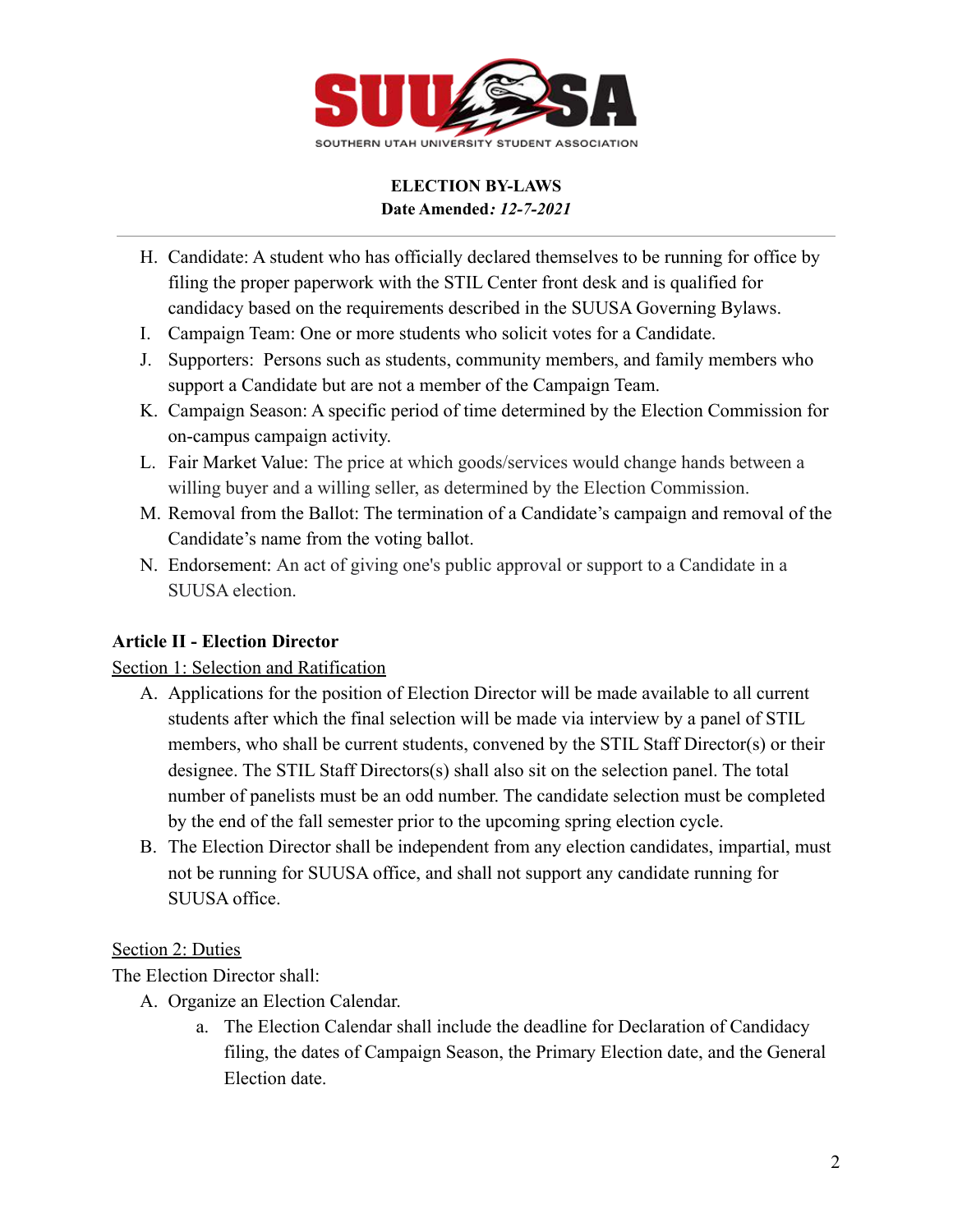H. Candidate: A student who has officially declared themselves to be running for office by filing the proper paperwork with the STIL Center front desk and is qualified for candidacy based on the requirements described in the SUUSA Governing Bylaws.

I. Campaign Team: One or more students who solicit votes for a Candidate.

J. Supporters: Persons such as students, community members, and family members who support a Candidate but are not a member of the Campaign Team.

K. Campaign Season: A specific period of time determined by the Election Commission for on-campus campaign activity.

L. Fair Market Value: The price at which goods/services would change hands between a willing buyer and a willing seller, as determined by the Election Commission.

M. Removal from the Ballot: The termination of a Candidate's campaign and removal of the Candidate's name from the voting ballot.

N. Endorsement: An act of giving one's public approval or support to a Candidate in a SUUSA election.

## Article II - Election Director

Section 1: Selection and Ratification

A. Applications for the position of Election Director will be made available to all current students after which the final selection will be made via interview by a panel of STIL members, who shall be current students, convened by the STIL Staff Director(s) or their designee. The STIL Staff Directors(s) shall also sit on the selection panel. The total number of panelists must be an odd number. The candidate selection must be completed by the end of the fall semester prior to the upcoming spring election cycle.

B. The Election Director shall be independent from any election candidates, impartial, must not be running for SUUSA office, and shall not support any candidate running for SUUSA office.

Section 2: Duties

The Election Director shall:

A. Organize an Election Calendar.
   a. The Election Calendar shall include the deadline for Declaration of Candidacy filing, the dates of Campaign Season, the Primary Election date, and the General Election date.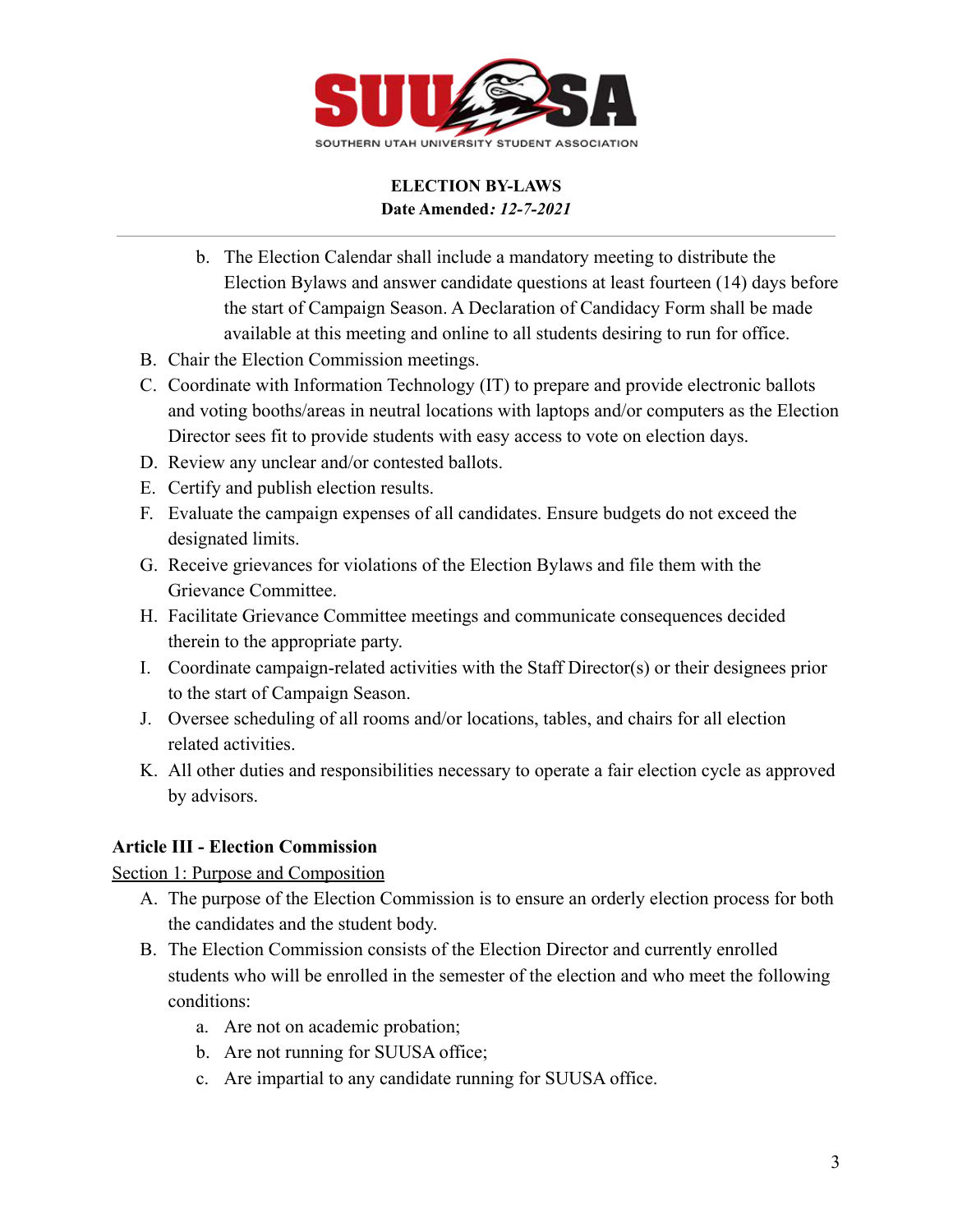b. The Election Calendar shall include a mandatory meeting to distribute the Election Bylaws and answer candidate questions at least fourteen (14) days before the start of Campaign Season. A Declaration of Candidacy Form shall be made available at this meeting and online to all students desiring to run for office.

B. Chair the Election Commission meetings.

C. Coordinate with Information Technology (IT) to prepare and provide electronic ballots and voting booths/areas in neutral locations with laptops and/or computers as the Election Director sees fit to provide students with easy access to vote on election days.

D. Review any unclear and/or contested ballots.

E. Certify and publish election results.

F. Evaluate the campaign expenses of all candidates. Ensure budgets do not exceed the designated limits.

G. Receive grievances for violations of the Election Bylaws and file them with the Grievance Committee.

H. Facilitate Grievance Committee meetings and communicate consequences decided therein to the appropriate party.

I. Coordinate campaign-related activities with the Staff Director(s) or their designees prior to the start of Campaign Season.

J. Oversee scheduling of all rooms and/or locations, tables, and chairs for all election related activities.

K. All other duties and responsibilities necessary to operate a fair election cycle as approved by advisors.

**Article III - Election Commission**

Section 1: Purpose and Composition

A. The purpose of the Election Commission is to ensure an orderly election process for both the candidates and the student body.

B. The Election Commission consists of the Election Director and currently enrolled students who will be enrolled in the semester of the election and who meet the following conditions:

   a. Are not on academic probation;

   b. Are not running for SUUSA office;

   c. Are impartial to any candidate running for SUUSA office.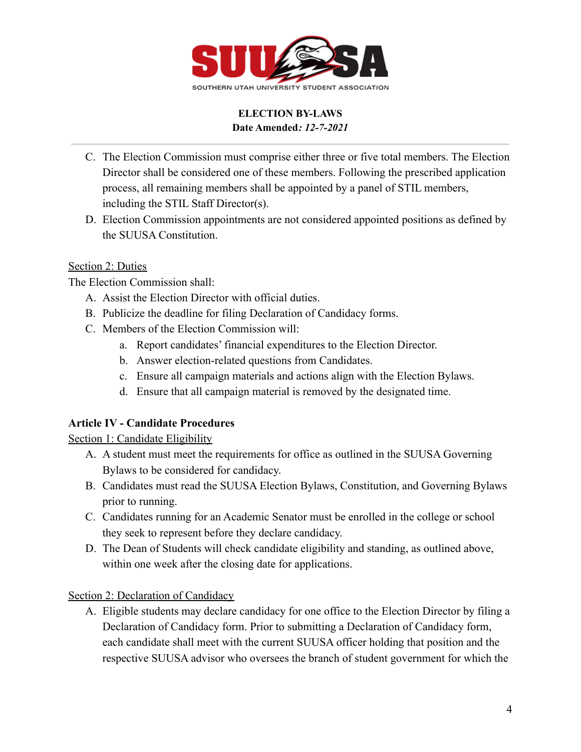C. The Election Commission must comprise either three or five total members. The Election Director shall be considered one of these members. Following the prescribed application process, all remaining members shall be appointed by a panel of STIL members, including the STIL Staff Director(s).

D. Election Commission appointments are not considered appointed positions as defined by the SUUSA Constitution.

Section 2: Duties

The Election Commission shall:

A. Assist the Election Director with official duties.
B. Publicize the deadline for filing Declaration of Candidacy forms.
C. Members of the Election Commission will:
    a. Report candidates' financial expenditures to the Election Director.
    b. Answer election-related questions from Candidates.
    c. Ensure all campaign materials and actions align with the Election Bylaws.
    d. Ensure that all campaign material is removed by the designated time.

**Article IV - Candidate Procedures**

Section 1: Candidate Eligibility

A. A student must meet the requirements for office as outlined in the SUUSA Governing Bylaws to be considered for candidacy.
B. Candidates must read the SUUSA Election Bylaws, Constitution, and Governing Bylaws prior to running.
C. Candidates running for an Academic Senator must be enrolled in the college or school they seek to represent before they declare candidacy.
D. The Dean of Students will check candidate eligibility and standing, as outlined above, within one week after the closing date for applications.

Section 2: Declaration of Candidacy

A. Eligible students may declare candidacy for one office to the Election Director by filing a Declaration of Candidacy form. Prior to submitting a Declaration of Candidacy form, each candidate shall meet with the current SUUSA officer holding that position and the respective SUUSA advisor who oversees the branch of student government for which the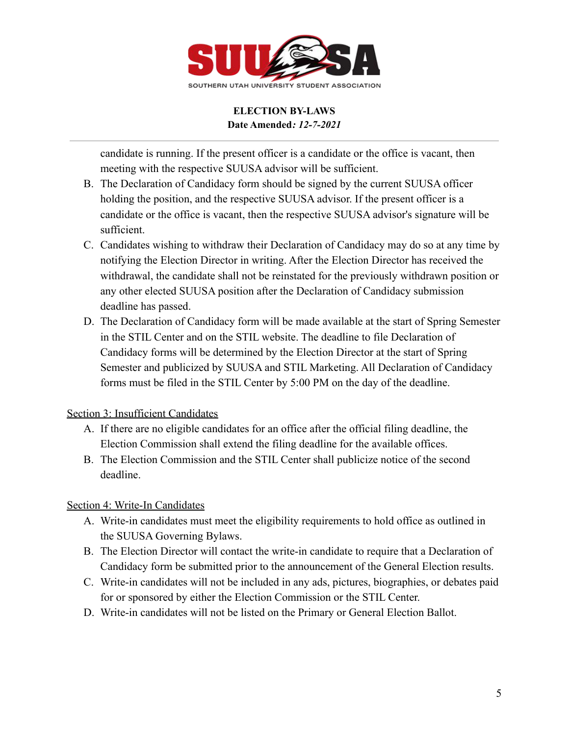candidate is running. If the present officer is a candidate or the office is vacant, then meeting with the respective SUUSA advisor will be sufficient.

B. The Declaration of Candidacy form should be signed by the current SUUSA officer holding the position, and the respective SUUSA advisor. If the present officer is a candidate or the office is vacant, then the respective SUUSA advisor's signature will be sufficient.

C. Candidates wishing to withdraw their Declaration of Candidacy may do so at any time by notifying the Election Director in writing. After the Election Director has received the withdrawal, the candidate shall not be reinstated for the previously withdrawn position or any other elected SUUSA position after the Declaration of Candidacy submission deadline has passed.

D. The Declaration of Candidacy form will be made available at the start of Spring Semester in the STIL Center and on the STIL website. The deadline to file Declaration of Candidacy forms will be determined by the Election Director at the start of Spring Semester and publicized by SUUSA and STIL Marketing. All Declaration of Candidacy forms must be filed in the STIL Center by 5:00 PM on the day of the deadline.

<u>Section 3: Insufficient Candidates</u>

A. If there are no eligible candidates for an office after the official filing deadline, the Election Commission shall extend the filing deadline for the available offices.

B. The Election Commission and the STIL Center shall publicize notice of the second deadline.

<u>Section 4: Write-In Candidates</u>

A. Write-in candidates must meet the eligibility requirements to hold office as outlined in the SUUSA Governing Bylaws.

B. The Election Director will contact the write-in candidate to require that a Declaration of Candidacy form be submitted prior to the announcement of the General Election results.

C. Write-in candidates will not be included in any ads, pictures, biographies, or debates paid for or sponsored by either the Election Commission or the STIL Center.

D. Write-in candidates will not be listed on the Primary or General Election Ballot.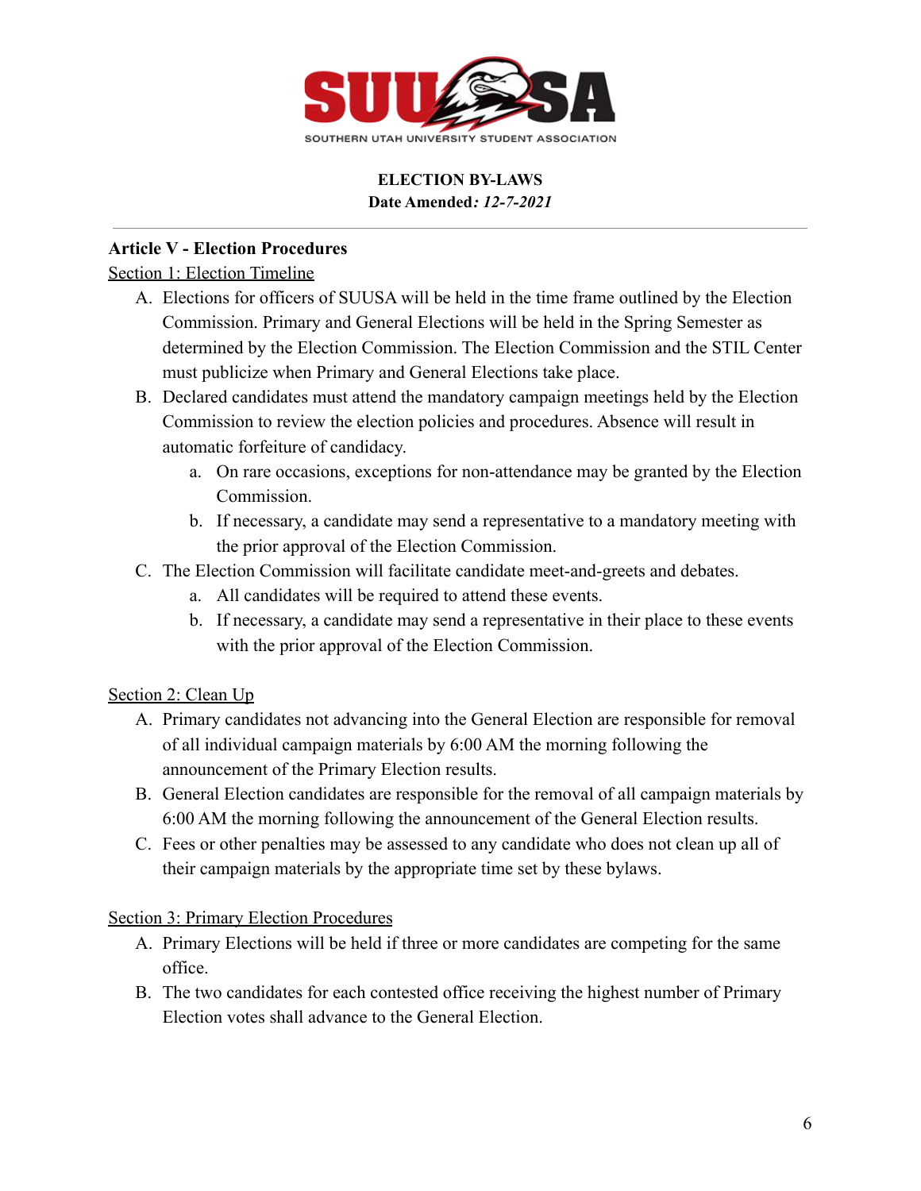**ELECTION BY-LAWS**
**Date Amended*: 12-7-2021***

---

## Article V - Election Procedures

Section 1: Election Timeline

A. Elections for officers of SUUSA will be held in the time frame outlined by the Election Commission. Primary and General Elections will be held in the Spring Semester as determined by the Election Commission. The Election Commission and the STIL Center must publicize when Primary and General Elections take place.

B. Declared candidates must attend the mandatory campaign meetings held by the Election Commission to review the election policies and procedures. Absence will result in automatic forfeiture of candidacy.
   a. On rare occasions, exceptions for non-attendance may be granted by the Election Commission.
   b. If necessary, a candidate may send a representative to a mandatory meeting with the prior approval of the Election Commission.

C. The Election Commission will facilitate candidate meet-and-greets and debates.
   a. All candidates will be required to attend these events.
   b. If necessary, a candidate may send a representative in their place to these events with the prior approval of the Election Commission.

Section 2: Clean Up

A. Primary candidates not advancing into the General Election are responsible for removal of all individual campaign materials by 6:00 AM the morning following the announcement of the Primary Election results.

B. General Election candidates are responsible for the removal of all campaign materials by 6:00 AM the morning following the announcement of the General Election results.

C. Fees or other penalties may be assessed to any candidate who does not clean up all of their campaign materials by the appropriate time set by these bylaws.

Section 3: Primary Election Procedures

A. Primary Elections will be held if three or more candidates are competing for the same office.

B. The two candidates for each contested office receiving the highest number of Primary Election votes shall advance to the General Election.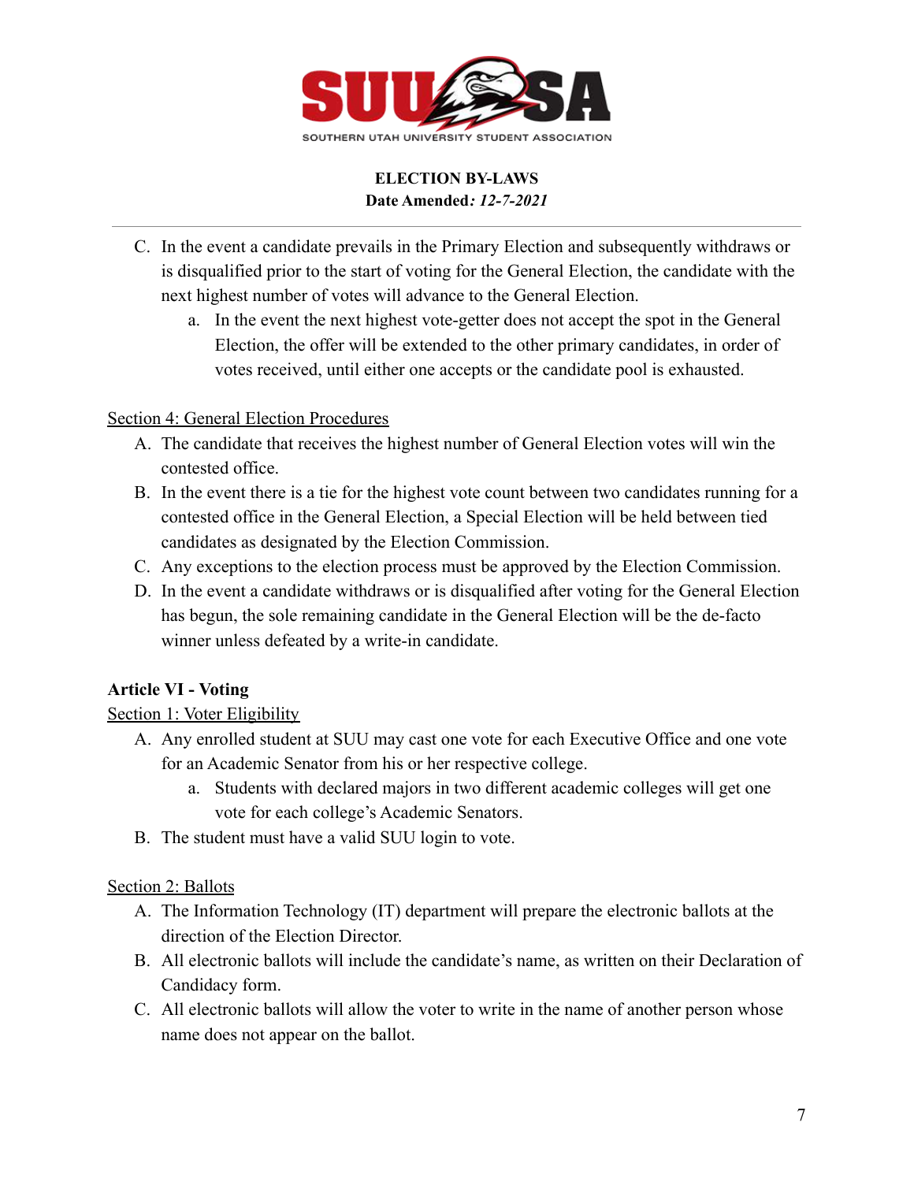C. In the event a candidate prevails in the Primary Election and subsequently withdraws or is disqualified prior to the start of voting for the General Election, the candidate with the next highest number of votes will advance to the General Election.
   a. In the event the next highest vote-getter does not accept the spot in the General Election, the offer will be extended to the other primary candidates, in order of votes received, until either one accepts or the candidate pool is exhausted.

Section 4: General Election Procedures

A. The candidate that receives the highest number of General Election votes will win the contested office.
B. In the event there is a tie for the highest vote count between two candidates running for a contested office in the General Election, a Special Election will be held between tied candidates as designated by the Election Commission.
C. Any exceptions to the election process must be approved by the Election Commission.
D. In the event a candidate withdraws or is disqualified after voting for the General Election has begun, the sole remaining candidate in the General Election will be the de-facto winner unless defeated by a write-in candidate.

## Article VI - Voting

Section 1: Voter Eligibility

A. Any enrolled student at SUU may cast one vote for each Executive Office and one vote for an Academic Senator from his or her respective college.
   a. Students with declared majors in two different academic colleges will get one vote for each college's Academic Senators.
B. The student must have a valid SUU login to vote.

Section 2: Ballots

A. The Information Technology (IT) department will prepare the electronic ballots at the direction of the Election Director.
B. All electronic ballots will include the candidate's name, as written on their Declaration of Candidacy form.
C. All electronic ballots will allow the voter to write in the name of another person whose name does not appear on the ballot.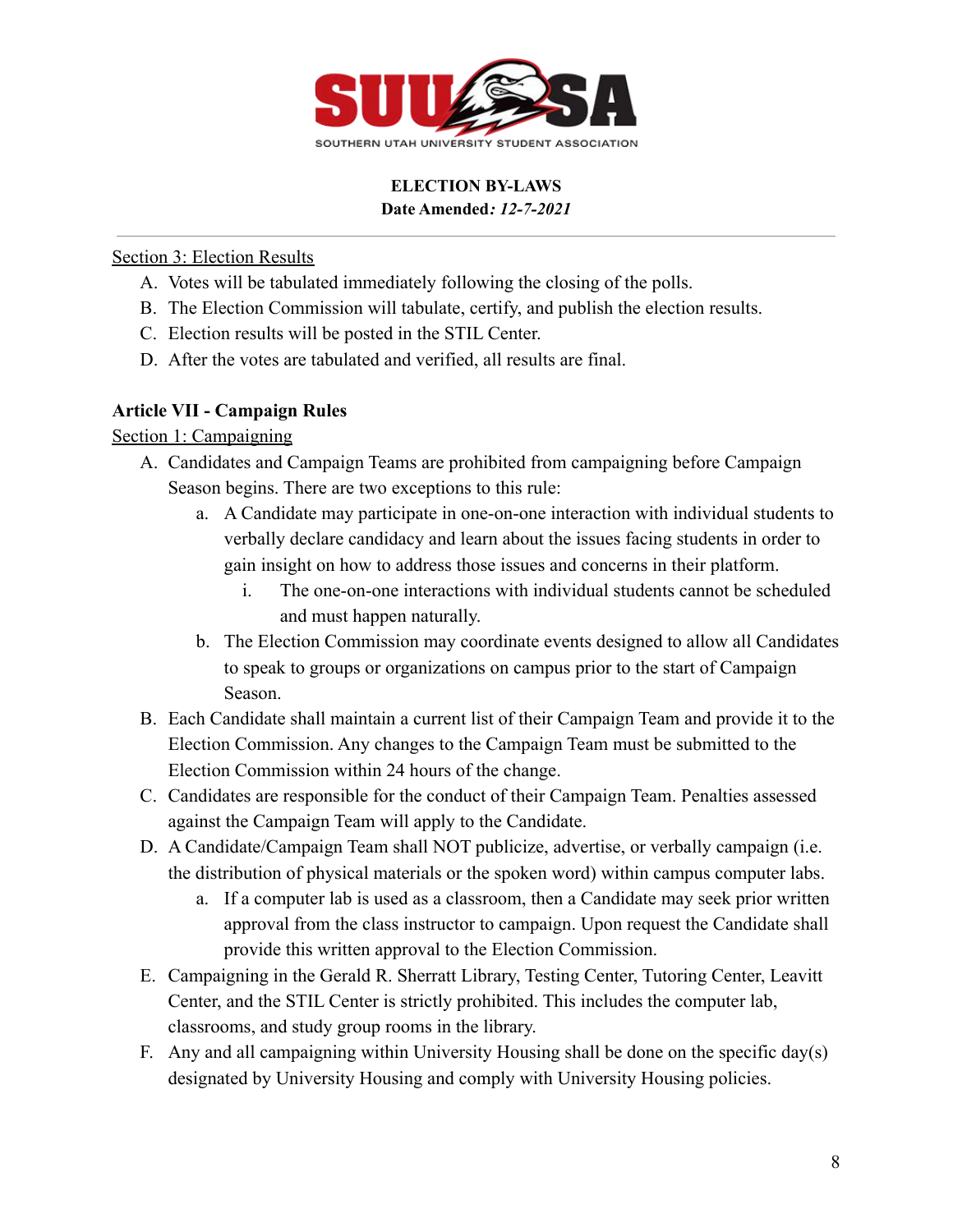Section 3: Election Results

A. Votes will be tabulated immediately following the closing of the polls.
B. The Election Commission will tabulate, certify, and publish the election results.
C. Election results will be posted in the STIL Center.
D. After the votes are tabulated and verified, all results are final.

## Article VII - Campaign Rules

Section 1: Campaigning

A. Candidates and Campaign Teams are prohibited from campaigning before Campaign Season begins. There are two exceptions to this rule:
   a. A Candidate may participate in one-on-one interaction with individual students to verbally declare candidacy and learn about the issues facing students in order to gain insight on how to address those issues and concerns in their platform.
      i. The one-on-one interactions with individual students cannot be scheduled and must happen naturally.
   b. The Election Commission may coordinate events designed to allow all Candidates to speak to groups or organizations on campus prior to the start of Campaign Season.
B. Each Candidate shall maintain a current list of their Campaign Team and provide it to the Election Commission. Any changes to the Campaign Team must be submitted to the Election Commission within 24 hours of the change.
C. Candidates are responsible for the conduct of their Campaign Team. Penalties assessed against the Campaign Team will apply to the Candidate.
D. A Candidate/Campaign Team shall NOT publicize, advertise, or verbally campaign (i.e. the distribution of physical materials or the spoken word) within campus computer labs.
   a. If a computer lab is used as a classroom, then a Candidate may seek prior written approval from the class instructor to campaign. Upon request the Candidate shall provide this written approval to the Election Commission.
E. Campaigning in the Gerald R. Sherratt Library, Testing Center, Tutoring Center, Leavitt Center, and the STIL Center is strictly prohibited. This includes the computer lab, classrooms, and study group rooms in the library.
F. Any and all campaigning within University Housing shall be done on the specific day(s) designated by University Housing and comply with University Housing policies.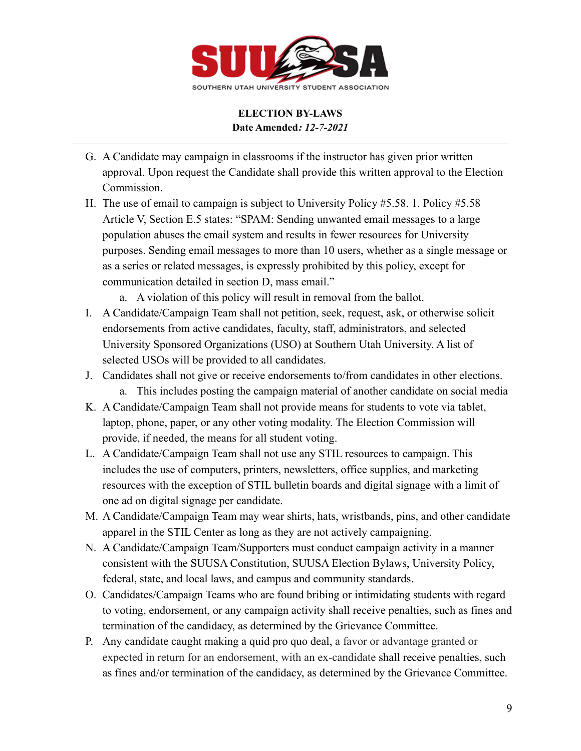G. A Candidate may campaign in classrooms if the instructor has given prior written approval. Upon request the Candidate shall provide this written approval to the Election Commission.

H. The use of email to campaign is subject to University Policy #5.58. 1. Policy #5.58 Article V, Section E.5 states: "SPAM: Sending unwanted email messages to a large population abuses the email system and results in fewer resources for University purposes. Sending email messages to more than 10 users, whether as a single message or as a series or related messages, is expressly prohibited by this policy, except for communication detailed in section D, mass email."

   a. A violation of this policy will result in removal from the ballot.

I. A Candidate/Campaign Team shall not petition, seek, request, ask, or otherwise solicit endorsements from active candidates, faculty, staff, administrators, and selected University Sponsored Organizations (USO) at Southern Utah University. A list of selected USOs will be provided to all candidates.

J. Candidates shall not give or receive endorsements to/from candidates in other elections.

   a. This includes posting the campaign material of another candidate on social media

K. A Candidate/Campaign Team shall not provide means for students to vote via tablet, laptop, phone, paper, or any other voting modality. The Election Commission will provide, if needed, the means for all student voting.

L. A Candidate/Campaign Team shall not use any STIL resources to campaign. This includes the use of computers, printers, newsletters, office supplies, and marketing resources with the exception of STIL bulletin boards and digital signage with a limit of one ad on digital signage per candidate.

M. A Candidate/Campaign Team may wear shirts, hats, wristbands, pins, and other candidate apparel in the STIL Center as long as they are not actively campaigning.

N. A Candidate/Campaign Team/Supporters must conduct campaign activity in a manner consistent with the SUUSA Constitution, SUUSA Election Bylaws, University Policy, federal, state, and local laws, and campus and community standards.

O. Candidates/Campaign Teams who are found bribing or intimidating students with regard to voting, endorsement, or any campaign activity shall receive penalties, such as fines and termination of the candidacy, as determined by the Grievance Committee.

P. Any candidate caught making a quid pro quo deal, a favor or advantage granted or expected in return for an endorsement, with an ex-candidate shall receive penalties, such as fines and/or termination of the candidacy, as determined by the Grievance Committee.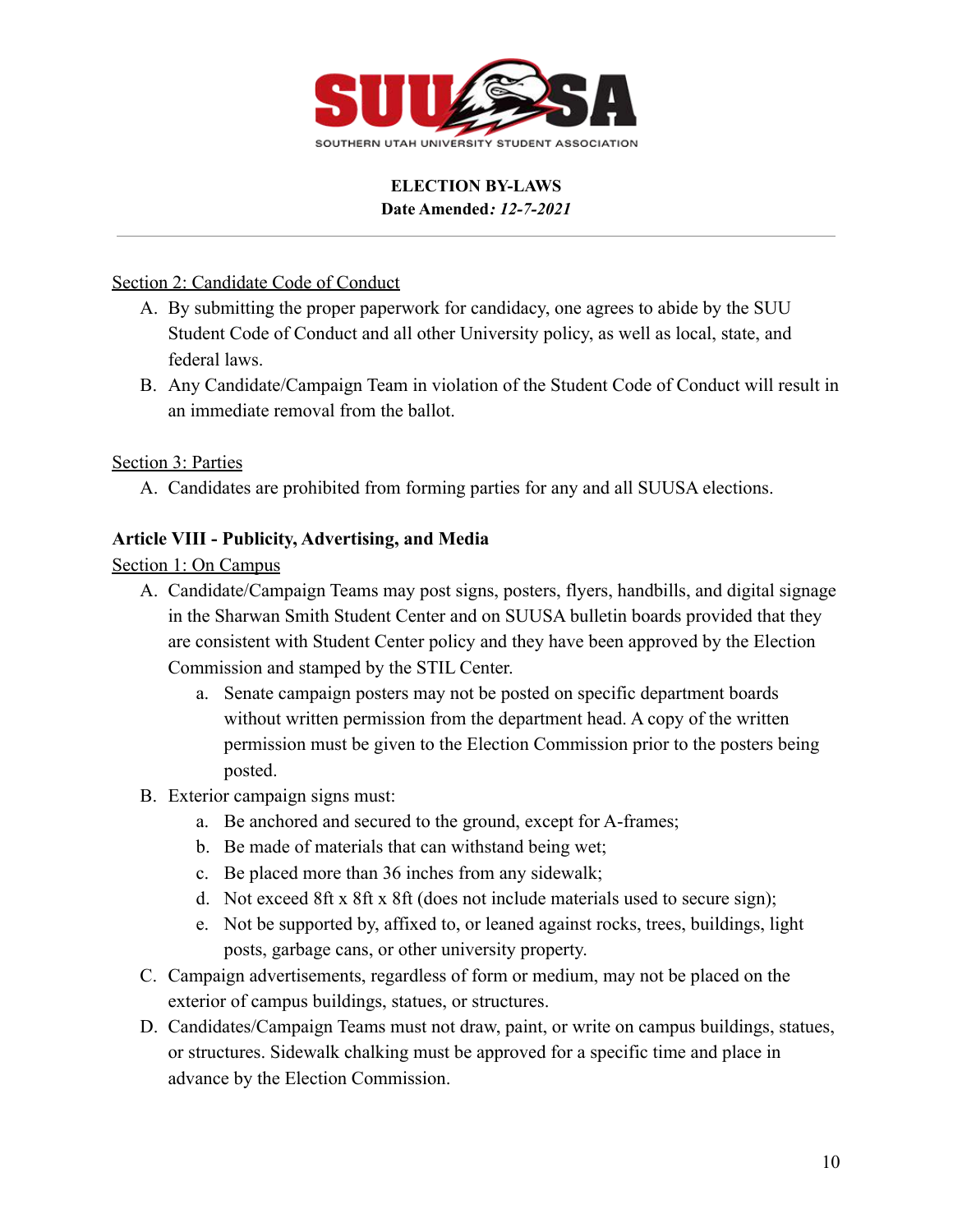SUUSA

SOUTHERN UTAH UNIVERSITY STUDENT ASSOCIATION

**ELECTION BY-LAWS**
**Date Amended*: 12-7-2021***

Section 2: Candidate Code of Conduct

A. By submitting the proper paperwork for candidacy, one agrees to abide by the SUU Student Code of Conduct and all other University policy, as well as local, state, and federal laws.
B. Any Candidate/Campaign Team in violation of the Student Code of Conduct will result in an immediate removal from the ballot.

Section 3: Parties

A. Candidates are prohibited from forming parties for any and all SUUSA elections.

**Article VIII - Publicity, Advertising, and Media**

Section 1: On Campus

A. Candidate/Campaign Teams may post signs, posters, flyers, handbills, and digital signage in the Sharwan Smith Student Center and on SUUSA bulletin boards provided that they are consistent with Student Center policy and they have been approved by the Election Commission and stamped by the STIL Center.
    a. Senate campaign posters may not be posted on specific department boards without written permission from the department head. A copy of the written permission must be given to the Election Commission prior to the posters being posted.
B. Exterior campaign signs must:
    a. Be anchored and secured to the ground, except for A-frames;
    b. Be made of materials that can withstand being wet;
    c. Be placed more than 36 inches from any sidewalk;
    d. Not exceed 8ft x 8ft x 8ft (does not include materials used to secure sign);
    e. Not be supported by, affixed to, or leaned against rocks, trees, buildings, light posts, garbage cans, or other university property.
C. Campaign advertisements, regardless of form or medium, may not be placed on the exterior of campus buildings, statues, or structures.
D. Candidates/Campaign Teams must not draw, paint, or write on campus buildings, statues, or structures. Sidewalk chalking must be approved for a specific time and place in advance by the Election Commission.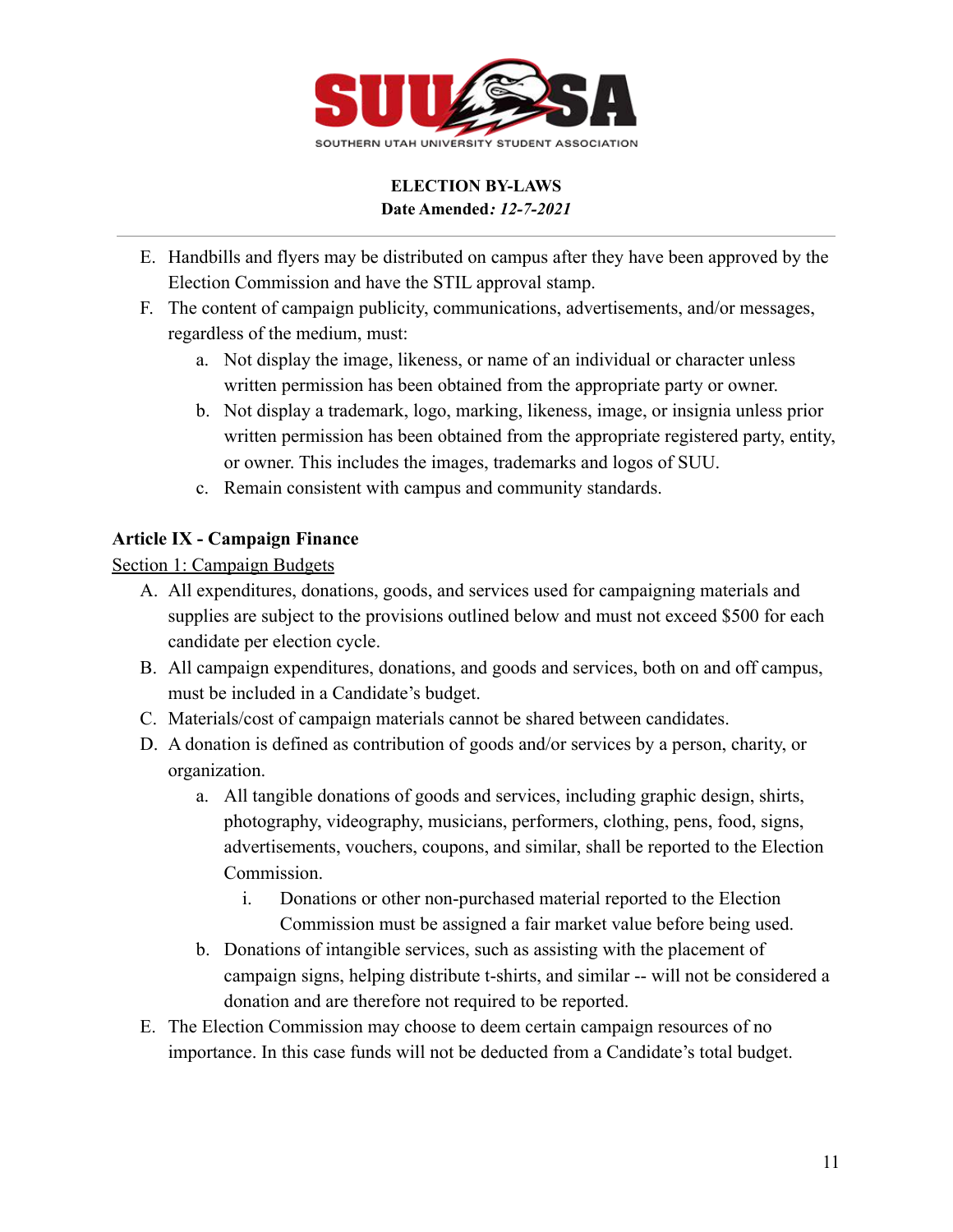E. Handbills and flyers may be distributed on campus after they have been approved by the Election Commission and have the STIL approval stamp.

F. The content of campaign publicity, communications, advertisements, and/or messages, regardless of the medium, must:

   a. Not display the image, likeness, or name of an individual or character unless written permission has been obtained from the appropriate party or owner.

   b. Not display a trademark, logo, marking, likeness, image, or insignia unless prior written permission has been obtained from the appropriate registered party, entity, or owner. This includes the images, trademarks and logos of SUU.

   c. Remain consistent with campus and community standards.

**Article IX - Campaign Finance**

Section 1: Campaign Budgets

A. All expenditures, donations, goods, and services used for campaigning materials and supplies are subject to the provisions outlined below and must not exceed $500 for each candidate per election cycle.

B. All campaign expenditures, donations, and goods and services, both on and off campus, must be included in a Candidate's budget.

C. Materials/cost of campaign materials cannot be shared between candidates.

D. A donation is defined as contribution of goods and/or services by a person, charity, or organization.

   a. All tangible donations of goods and services, including graphic design, shirts, photography, videography, musicians, performers, clothing, pens, food, signs, advertisements, vouchers, coupons, and similar, shall be reported to the Election Commission.

      i. Donations or other non-purchased material reported to the Election Commission must be assigned a fair market value before being used.

   b. Donations of intangible services, such as assisting with the placement of campaign signs, helping distribute t-shirts, and similar -- will not be considered a donation and are therefore not required to be reported.

E. The Election Commission may choose to deem certain campaign resources of no importance. In this case funds will not be deducted from a Candidate's total budget.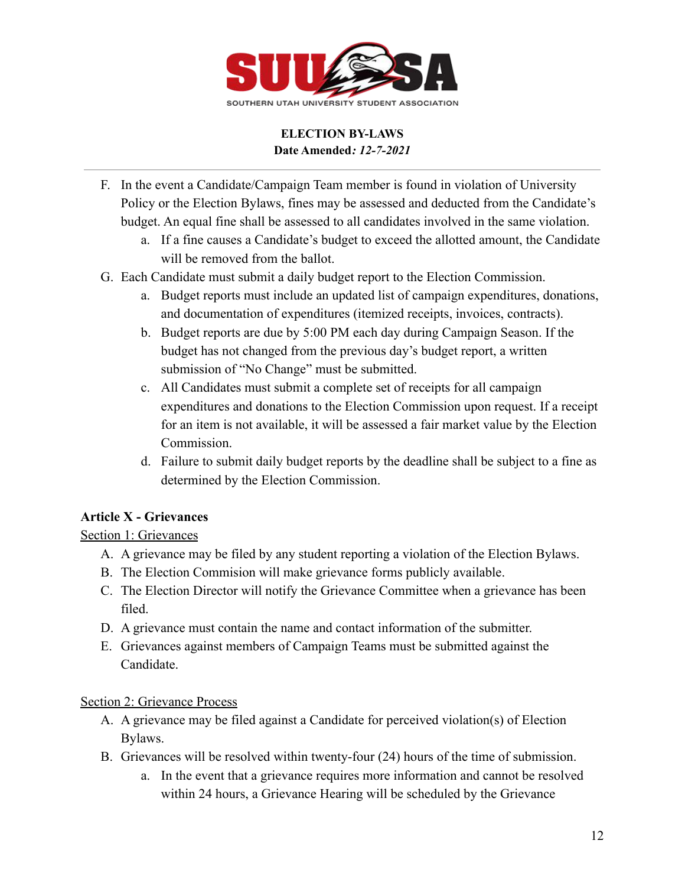F. In the event a Candidate/Campaign Team member is found in violation of University Policy or the Election Bylaws, fines may be assessed and deducted from the Candidate's budget. An equal fine shall be assessed to all candidates involved in the same violation.
   a. If a fine causes a Candidate's budget to exceed the allotted amount, the Candidate will be removed from the ballot.

G. Each Candidate must submit a daily budget report to the Election Commission.
   a. Budget reports must include an updated list of campaign expenditures, donations, and documentation of expenditures (itemized receipts, invoices, contracts).
   b. Budget reports are due by 5:00 PM each day during Campaign Season. If the budget has not changed from the previous day's budget report, a written submission of "No Change" must be submitted.
   c. All Candidates must submit a complete set of receipts for all campaign expenditures and donations to the Election Commission upon request. If a receipt for an item is not available, it will be assessed a fair market value by the Election Commission.
   d. Failure to submit daily budget reports by the deadline shall be subject to a fine as determined by the Election Commission.

**Article X - Grievances**

Section 1: Grievances

A. A grievance may be filed by any student reporting a violation of the Election Bylaws.
B. The Election Commision will make grievance forms publicly available.
C. The Election Director will notify the Grievance Committee when a grievance has been filed.
D. A grievance must contain the name and contact information of the submitter.
E. Grievances against members of Campaign Teams must be submitted against the Candidate.

Section 2: Grievance Process

A. A grievance may be filed against a Candidate for perceived violation(s) of Election Bylaws.
B. Grievances will be resolved within twenty-four (24) hours of the time of submission.
   a. In the event that a grievance requires more information and cannot be resolved within 24 hours, a Grievance Hearing will be scheduled by the Grievance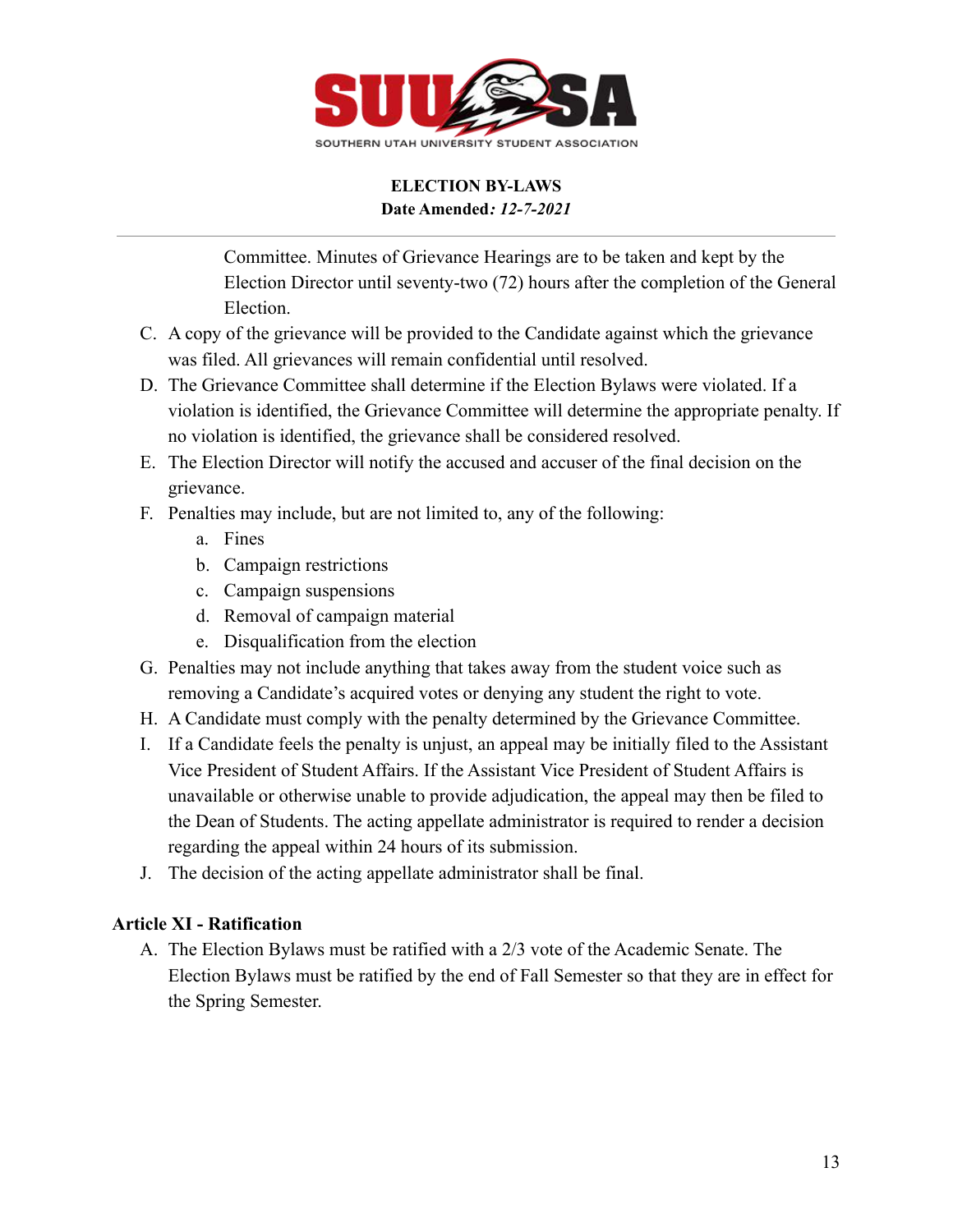Committee. Minutes of Grievance Hearings are to be taken and kept by the Election Director until seventy-two (72) hours after the completion of the General Election.

C. A copy of the grievance will be provided to the Candidate against which the grievance was filed. All grievances will remain confidential until resolved.

D. The Grievance Committee shall determine if the Election Bylaws were violated. If a violation is identified, the Grievance Committee will determine the appropriate penalty. If no violation is identified, the grievance shall be considered resolved.

E. The Election Director will notify the accused and accuser of the final decision on the grievance.

F. Penalties may include, but are not limited to, any of the following:
   a. Fines
   b. Campaign restrictions
   c. Campaign suspensions
   d. Removal of campaign material
   e. Disqualification from the election

G. Penalties may not include anything that takes away from the student voice such as removing a Candidate's acquired votes or denying any student the right to vote.

H. A Candidate must comply with the penalty determined by the Grievance Committee.

I. If a Candidate feels the penalty is unjust, an appeal may be initially filed to the Assistant Vice President of Student Affairs. If the Assistant Vice President of Student Affairs is unavailable or otherwise unable to provide adjudication, the appeal may then be filed to the Dean of Students. The acting appellate administrator is required to render a decision regarding the appeal within 24 hours of its submission.

J. The decision of the acting appellate administrator shall be final.

## Article XI - Ratification

A. The Election Bylaws must be ratified with a 2/3 vote of the Academic Senate. The Election Bylaws must be ratified by the end of Fall Semester so that they are in effect for the Spring Semester.